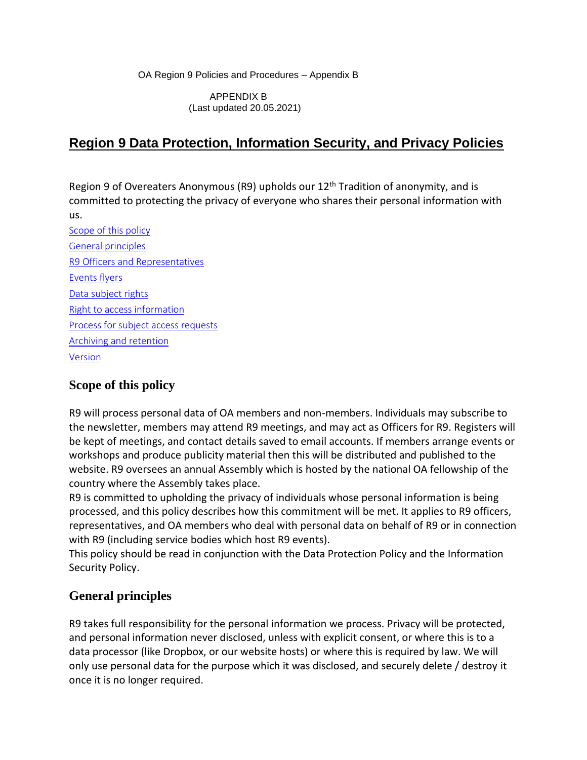OA Region 9 Policies and Procedures – Appendix B

APPENDIX B
(Last updated 20.05.2021)

# Region 9 Data Protection, Information Security, and Privacy Policies

Region 9 of Overeaters Anonymous (R9) upholds our 12th Tradition of anonymity, and is committed to protecting the privacy of everyone who shares their personal information with us.

- Scope of this policy
- General principles
- R9 Officers and Representatives
- Events flyers
- Data subject rights
- Right to access information
- Process for subject access requests
- Archiving and retention
- Version

## Scope of this policy

R9 will process personal data of OA members and non-members. Individuals may subscribe to the newsletter, members may attend R9 meetings, and may act as Officers for R9. Registers will be kept of meetings, and contact details saved to email accounts. If members arrange events or workshops and produce publicity material then this will be distributed and published to the website. R9 oversees an annual Assembly which is hosted by the national OA fellowship of the country where the Assembly takes place.

R9 is committed to upholding the privacy of individuals whose personal information is being processed, and this policy describes how this commitment will be met. It applies to R9 officers, representatives, and OA members who deal with personal data on behalf of R9 or in connection with R9 (including service bodies which host R9 events).

This policy should be read in conjunction with the Data Protection Policy and the Information Security Policy.

## General principles

R9 takes full responsibility for the personal information we process. Privacy will be protected, and personal information never disclosed, unless with explicit consent, or where this is to a data processor (like Dropbox, or our website hosts) or where this is required by law. We will only use personal data for the purpose which it was disclosed, and securely delete / destroy it once it is no longer required.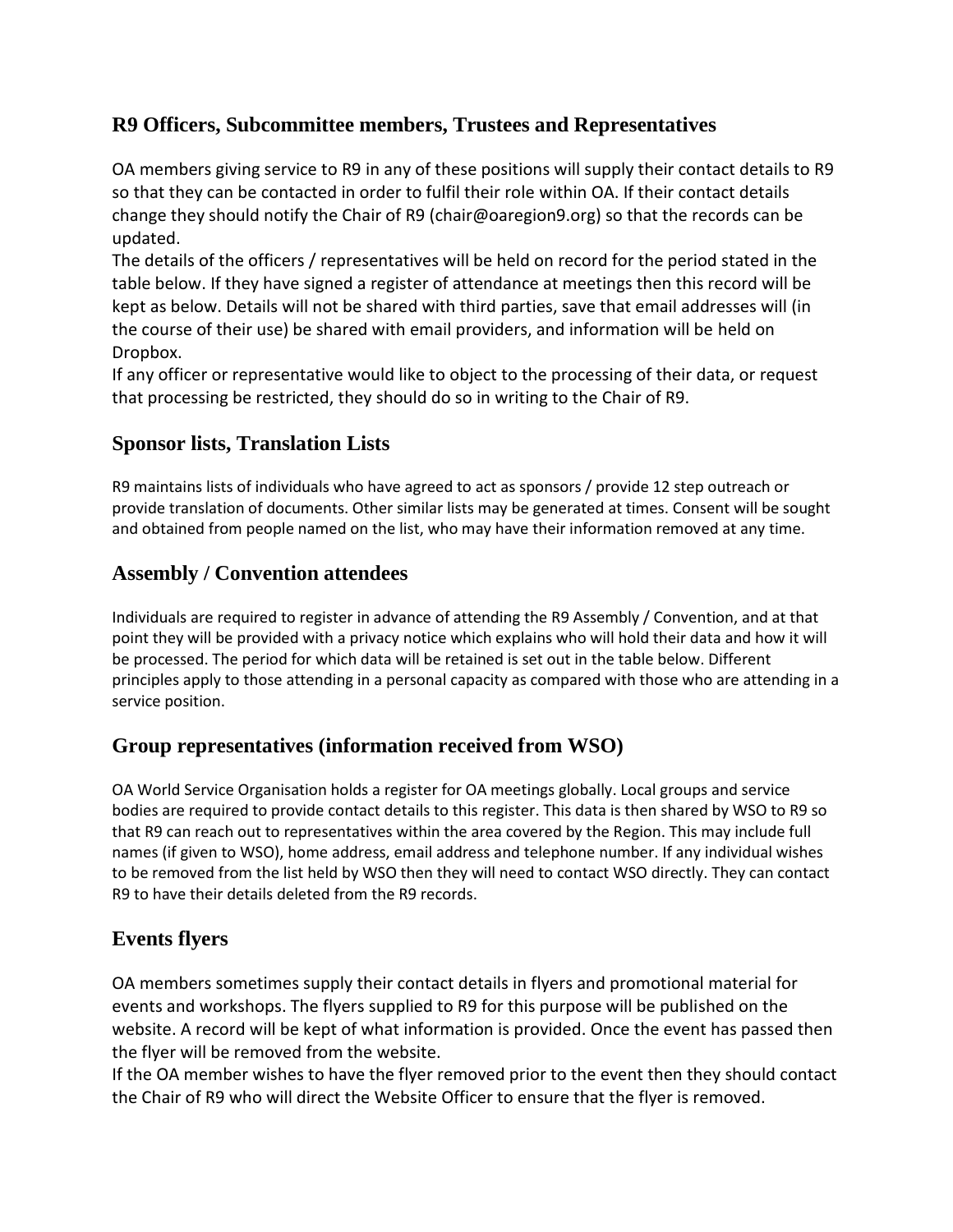## R9 Officers, Subcommittee members, Trustees and Representatives

OA members giving service to R9 in any of these positions will supply their contact details to R9 so that they can be contacted in order to fulfil their role within OA. If their contact details change they should notify the Chair of R9 (chair@oaregion9.org) so that the records can be updated.

The details of the officers / representatives will be held on record for the period stated in the table below. If they have signed a register of attendance at meetings then this record will be kept as below. Details will not be shared with third parties, save that email addresses will (in the course of their use) be shared with email providers, and information will be held on Dropbox.

If any officer or representative would like to object to the processing of their data, or request that processing be restricted, they should do so in writing to the Chair of R9.

## Sponsor lists, Translation Lists

R9 maintains lists of individuals who have agreed to act as sponsors / provide 12 step outreach or provide translation of documents. Other similar lists may be generated at times. Consent will be sought and obtained from people named on the list, who may have their information removed at any time.

## Assembly / Convention attendees

Individuals are required to register in advance of attending the R9 Assembly / Convention, and at that point they will be provided with a privacy notice which explains who will hold their data and how it will be processed. The period for which data will be retained is set out in the table below. Different principles apply to those attending in a personal capacity as compared with those who are attending in a service position.

## Group representatives (information received from WSO)

OA World Service Organisation holds a register for OA meetings globally. Local groups and service bodies are required to provide contact details to this register. This data is then shared by WSO to R9 so that R9 can reach out to representatives within the area covered by the Region. This may include full names (if given to WSO), home address, email address and telephone number. If any individual wishes to be removed from the list held by WSO then they will need to contact WSO directly. They can contact R9 to have their details deleted from the R9 records.

## Events flyers

OA members sometimes supply their contact details in flyers and promotional material for events and workshops. The flyers supplied to R9 for this purpose will be published on the website. A record will be kept of what information is provided. Once the event has passed then the flyer will be removed from the website.

If the OA member wishes to have the flyer removed prior to the event then they should contact the Chair of R9 who will direct the Website Officer to ensure that the flyer is removed.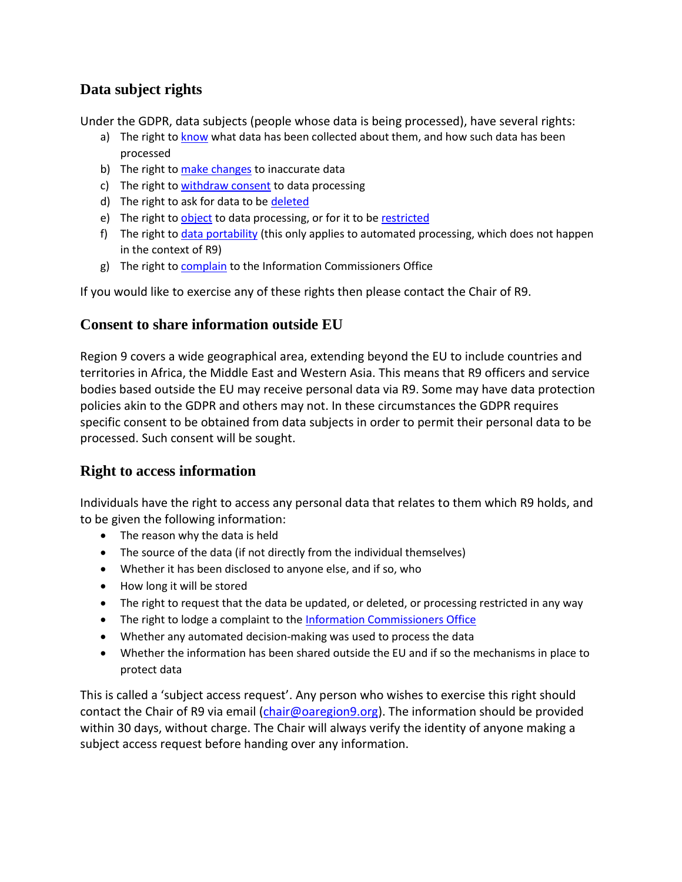## Data subject rights

Under the GDPR, data subjects (people whose data is being processed), have several rights:

a) The right to know what data has been collected about them, and how such data has been processed
b) The right to make changes to inaccurate data
c) The right to withdraw consent to data processing
d) The right to ask for data to be deleted
e) The right to object to data processing, or for it to be restricted
f) The right to data portability (this only applies to automated processing, which does not happen in the context of R9)
g) The right to complain to the Information Commissioners Office

If you would like to exercise any of these rights then please contact the Chair of R9.

## Consent to share information outside EU

Region 9 covers a wide geographical area, extending beyond the EU to include countries and territories in Africa, the Middle East and Western Asia. This means that R9 officers and service bodies based outside the EU may receive personal data via R9. Some may have data protection policies akin to the GDPR and others may not. In these circumstances the GDPR requires specific consent to be obtained from data subjects in order to permit their personal data to be processed. Such consent will be sought.

## Right to access information

Individuals have the right to access any personal data that relates to them which R9 holds, and to be given the following information:

- The reason why the data is held
- The source of the data (if not directly from the individual themselves)
- Whether it has been disclosed to anyone else, and if so, who
- How long it will be stored
- The right to request that the data be updated, or deleted, or processing restricted in any way
- The right to lodge a complaint to the Information Commissioners Office
- Whether any automated decision-making was used to process the data
- Whether the information has been shared outside the EU and if so the mechanisms in place to protect data

This is called a 'subject access request'. Any person who wishes to exercise this right should contact the Chair of R9 via email (chair@oaregion9.org). The information should be provided within 30 days, without charge. The Chair will always verify the identity of anyone making a subject access request before handing over any information.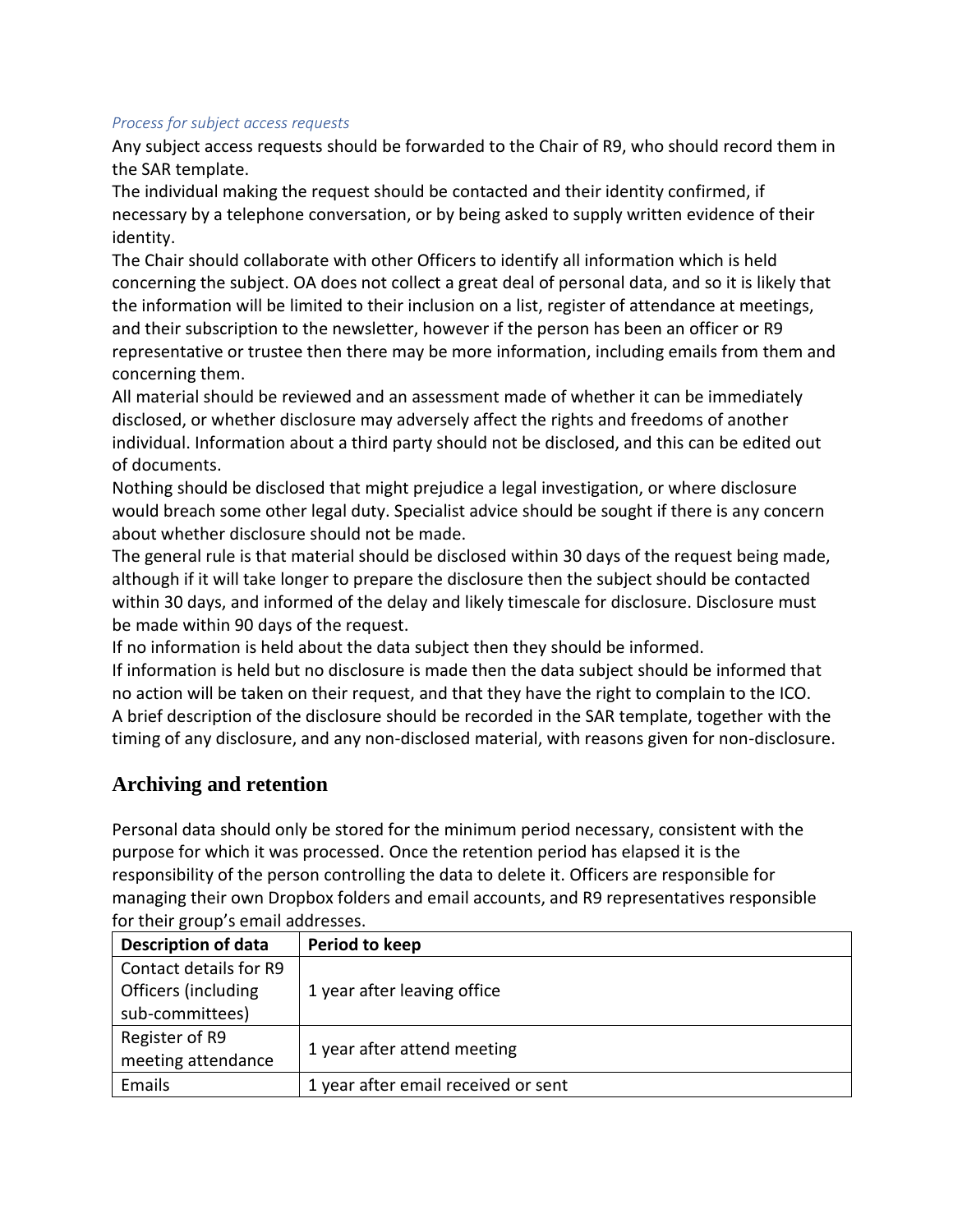*Process for subject access requests*

Any subject access requests should be forwarded to the Chair of R9, who should record them in the SAR template.

The individual making the request should be contacted and their identity confirmed, if necessary by a telephone conversation, or by being asked to supply written evidence of their identity.

The Chair should collaborate with other Officers to identify all information which is held concerning the subject. OA does not collect a great deal of personal data, and so it is likely that the information will be limited to their inclusion on a list, register of attendance at meetings, and their subscription to the newsletter, however if the person has been an officer or R9 representative or trustee then there may be more information, including emails from them and concerning them.

All material should be reviewed and an assessment made of whether it can be immediately disclosed, or whether disclosure may adversely affect the rights and freedoms of another individual. Information about a third party should not be disclosed, and this can be edited out of documents.

Nothing should be disclosed that might prejudice a legal investigation, or where disclosure would breach some other legal duty. Specialist advice should be sought if there is any concern about whether disclosure should not be made.

The general rule is that material should be disclosed within 30 days of the request being made, although if it will take longer to prepare the disclosure then the subject should be contacted within 30 days, and informed of the delay and likely timescale for disclosure. Disclosure must be made within 90 days of the request.

If no information is held about the data subject then they should be informed.

If information is held but no disclosure is made then the data subject should be informed that no action will be taken on their request, and that they have the right to complain to the ICO.

A brief description of the disclosure should be recorded in the SAR template, together with the timing of any disclosure, and any non-disclosed material, with reasons given for non-disclosure.

## Archiving and retention

Personal data should only be stored for the minimum period necessary, consistent with the purpose for which it was processed. Once the retention period has elapsed it is the responsibility of the person controlling the data to delete it. Officers are responsible for managing their own Dropbox folders and email accounts, and R9 representatives responsible for their group's email addresses.

| Description of data | Period to keep |
| --- | --- |
| Contact details for R9 Officers (including sub-committees) | 1 year after leaving office |
| Register of R9 meeting attendance | 1 year after attend meeting |
| Emails | 1 year after email received or sent |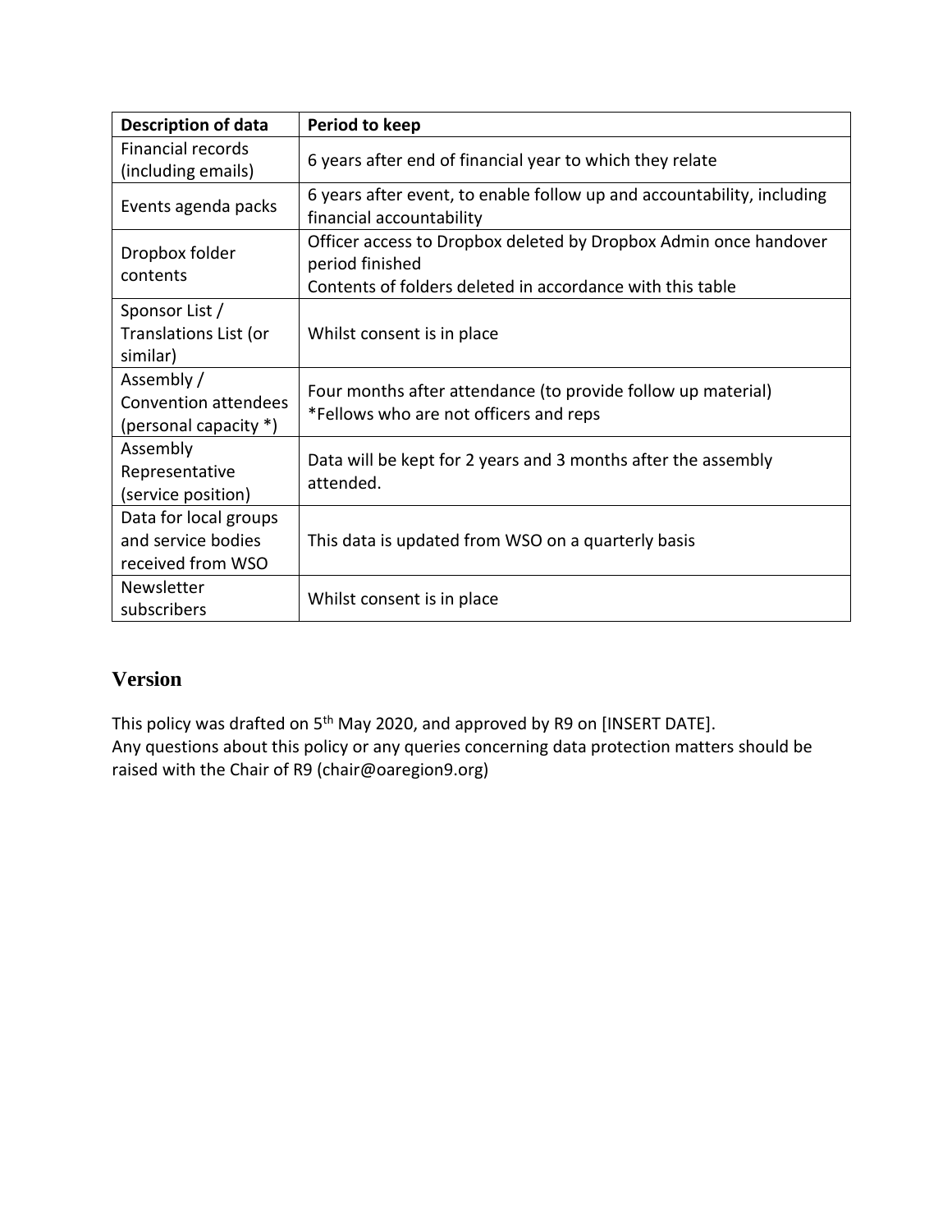| Description of data | Period to keep |
|---|---|
| Financial records (including emails) | 6 years after end of financial year to which they relate |
| Events agenda packs | 6 years after event, to enable follow up and accountability, including financial accountability |
| Dropbox folder contents | Officer access to Dropbox deleted by Dropbox Admin once handover period finished<br>Contents of folders deleted in accordance with this table |
| Sponsor List / Translations List (or similar) | Whilst consent is in place |
| Assembly / Convention attendees (personal capacity *) | Four months after attendance (to provide follow up material)<br>*Fellows who are not officers and reps |
| Assembly Representative (service position) | Data will be kept for 2 years and 3 months after the assembly attended. |
| Data for local groups and service bodies received from WSO | This data is updated from WSO on a quarterly basis |
| Newsletter subscribers | Whilst consent is in place |

## Version

This policy was drafted on 5th May 2020, and approved by R9 on [INSERT DATE].
Any questions about this policy or any queries concerning data protection matters should be raised with the Chair of R9 (chair@oaregion9.org)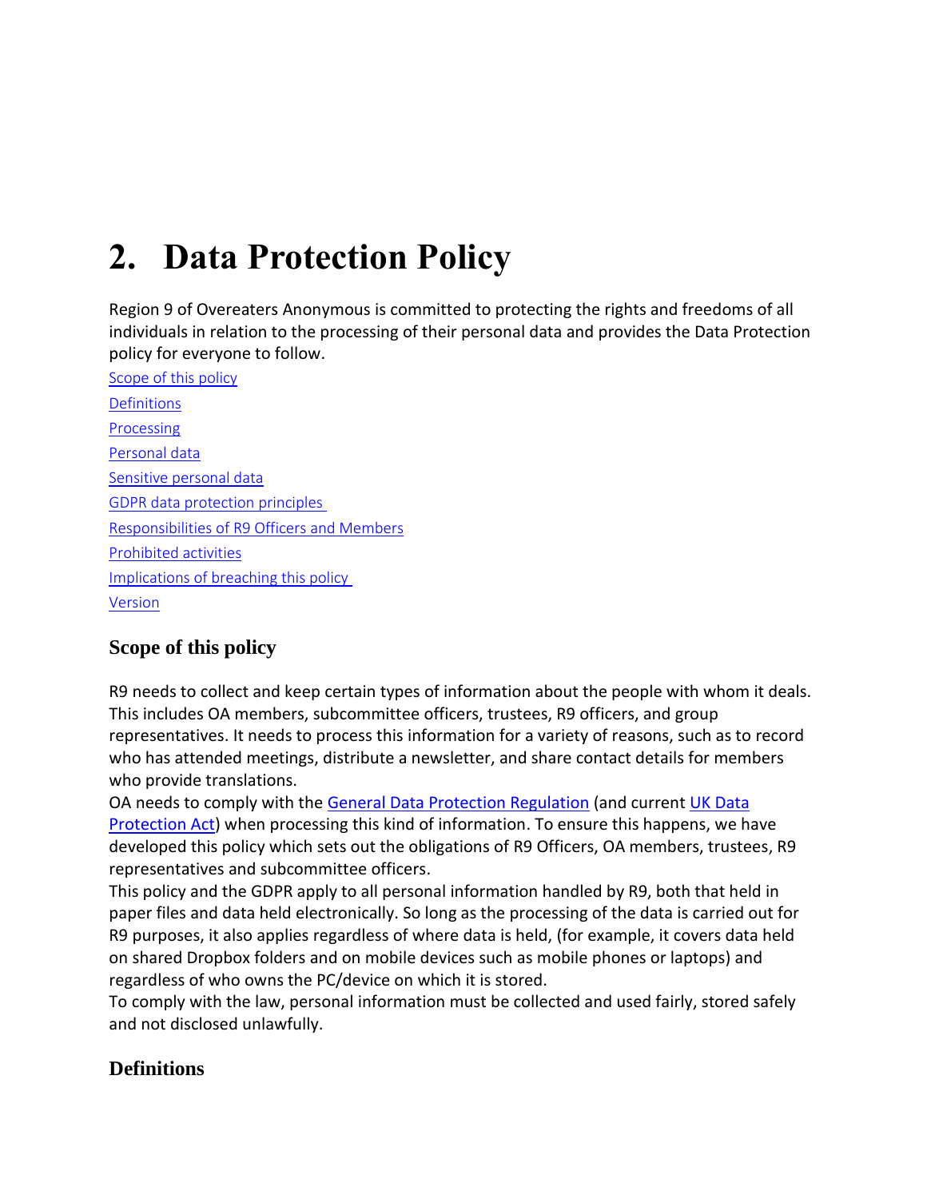# 2. Data Protection Policy

Region 9 of Overeaters Anonymous is committed to protecting the rights and freedoms of all individuals in relation to the processing of their personal data and provides the Data Protection policy for everyone to follow.

[Scope of this policy]

[Definitions]

[Processing]

[Personal data]

[Sensitive personal data]

[GDPR data protection principles]

[Responsibilities of R9 Officers and Members]

[Prohibited activities]

[Implications of breaching this policy]

[Version]

## Scope of this policy

R9 needs to collect and keep certain types of information about the people with whom it deals. This includes OA members, subcommittee officers, trustees, R9 officers, and group representatives. It needs to process this information for a variety of reasons, such as to record who has attended meetings, distribute a newsletter, and share contact details for members who provide translations.

OA needs to comply with the General Data Protection Regulation (and current UK Data Protection Act) when processing this kind of information. To ensure this happens, we have developed this policy which sets out the obligations of R9 Officers, OA members, trustees, R9 representatives and subcommittee officers.

This policy and the GDPR apply to all personal information handled by R9, both that held in paper files and data held electronically. So long as the processing of the data is carried out for R9 purposes, it also applies regardless of where data is held, (for example, it covers data held on shared Dropbox folders and on mobile devices such as mobile phones or laptops) and regardless of who owns the PC/device on which it is stored.

To comply with the law, personal information must be collected and used fairly, stored safely and not disclosed unlawfully.

## Definitions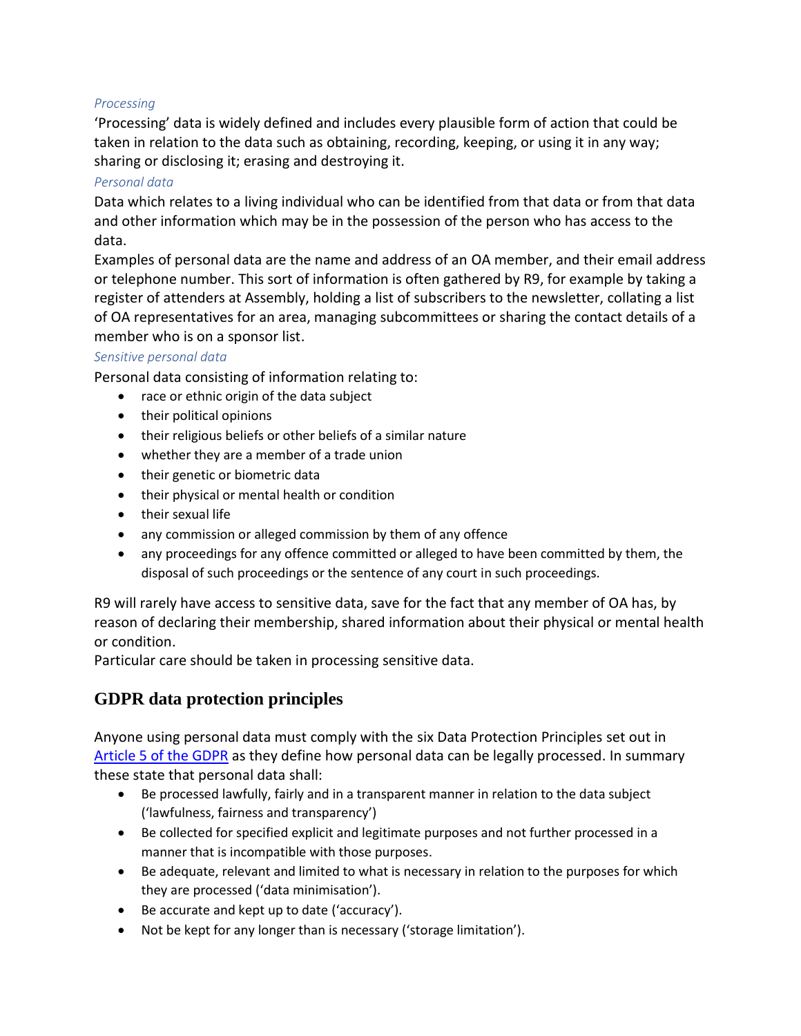*Processing*

'Processing' data is widely defined and includes every plausible form of action that could be taken in relation to the data such as obtaining, recording, keeping, or using it in any way; sharing or disclosing it; erasing and destroying it.

*Personal data*

Data which relates to a living individual who can be identified from that data or from that data and other information which may be in the possession of the person who has access to the data.

Examples of personal data are the name and address of an OA member, and their email address or telephone number. This sort of information is often gathered by R9, for example by taking a register of attenders at Assembly, holding a list of subscribers to the newsletter, collating a list of OA representatives for an area, managing subcommittees or sharing the contact details of a member who is on a sponsor list.

*Sensitive personal data*

Personal data consisting of information relating to:

- race or ethnic origin of the data subject
- their political opinions
- their religious beliefs or other beliefs of a similar nature
- whether they are a member of a trade union
- their genetic or biometric data
- their physical or mental health or condition
- their sexual life
- any commission or alleged commission by them of any offence
- any proceedings for any offence committed or alleged to have been committed by them, the disposal of such proceedings or the sentence of any court in such proceedings.

R9 will rarely have access to sensitive data, save for the fact that any member of OA has, by reason of declaring their membership, shared information about their physical or mental health or condition.

Particular care should be taken in processing sensitive data.

## GDPR data protection principles

Anyone using personal data must comply with the six Data Protection Principles set out in Article 5 of the GDPR as they define how personal data can be legally processed. In summary these state that personal data shall:

- Be processed lawfully, fairly and in a transparent manner in relation to the data subject ('lawfulness, fairness and transparency')
- Be collected for specified explicit and legitimate purposes and not further processed in a manner that is incompatible with those purposes.
- Be adequate, relevant and limited to what is necessary in relation to the purposes for which they are processed ('data minimisation').
- Be accurate and kept up to date ('accuracy').
- Not be kept for any longer than is necessary ('storage limitation').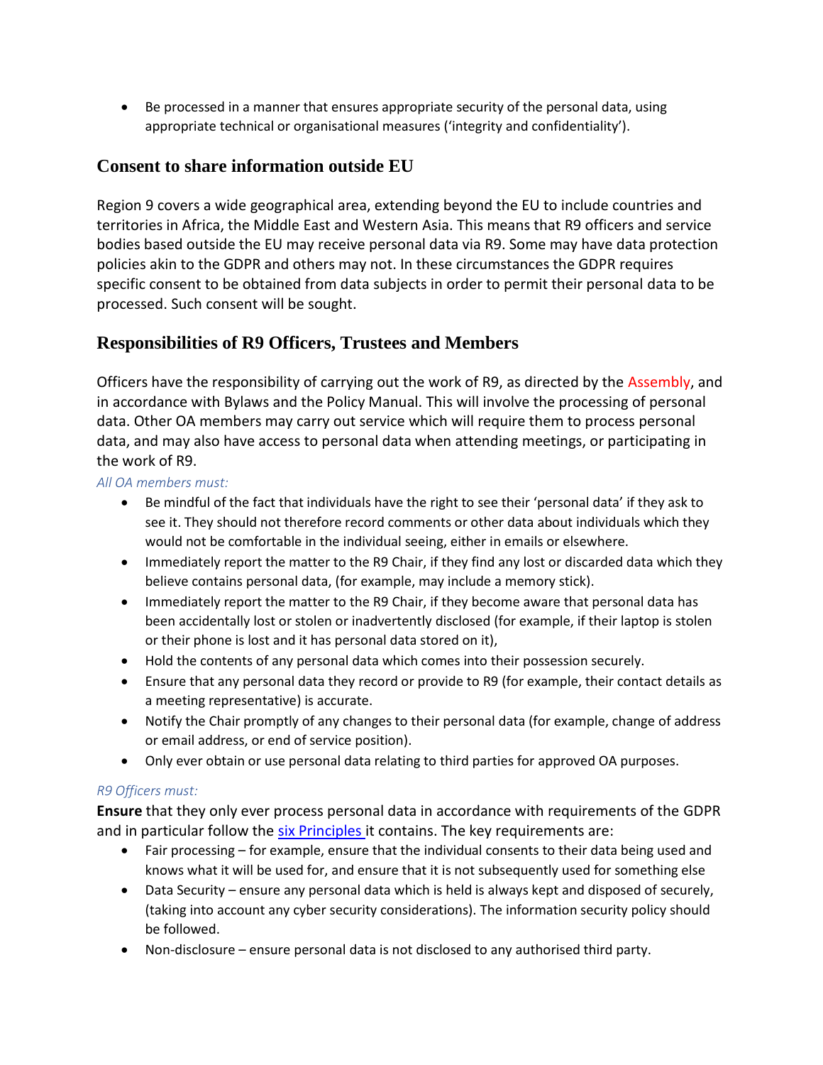- Be processed in a manner that ensures appropriate security of the personal data, using appropriate technical or organisational measures ('integrity and confidentiality').

## Consent to share information outside EU

Region 9 covers a wide geographical area, extending beyond the EU to include countries and territories in Africa, the Middle East and Western Asia. This means that R9 officers and service bodies based outside the EU may receive personal data via R9. Some may have data protection policies akin to the GDPR and others may not. In these circumstances the GDPR requires specific consent to be obtained from data subjects in order to permit their personal data to be processed. Such consent will be sought.

## Responsibilities of R9 Officers, Trustees and Members

Officers have the responsibility of carrying out the work of R9, as directed by the Assembly, and in accordance with Bylaws and the Policy Manual. This will involve the processing of personal data. Other OA members may carry out service which will require them to process personal data, and may also have access to personal data when attending meetings, or participating in the work of R9.

*All OA members must:*

- Be mindful of the fact that individuals have the right to see their 'personal data' if they ask to see it. They should not therefore record comments or other data about individuals which they would not be comfortable in the individual seeing, either in emails or elsewhere.
- Immediately report the matter to the R9 Chair, if they find any lost or discarded data which they believe contains personal data, (for example, may include a memory stick).
- Immediately report the matter to the R9 Chair, if they become aware that personal data has been accidentally lost or stolen or inadvertently disclosed (for example, if their laptop is stolen or their phone is lost and it has personal data stored on it),
- Hold the contents of any personal data which comes into their possession securely.
- Ensure that any personal data they record or provide to R9 (for example, their contact details as a meeting representative) is accurate.
- Notify the Chair promptly of any changes to their personal data (for example, change of address or email address, or end of service position).
- Only ever obtain or use personal data relating to third parties for approved OA purposes.

*R9 Officers must:*

**Ensure** that they only ever process personal data in accordance with requirements of the GDPR and in particular follow the six Principles it contains. The key requirements are:

- Fair processing – for example, ensure that the individual consents to their data being used and knows what it will be used for, and ensure that it is not subsequently used for something else
- Data Security – ensure any personal data which is held is always kept and disposed of securely, (taking into account any cyber security considerations). The information security policy should be followed.
- Non-disclosure – ensure personal data is not disclosed to any authorised third party.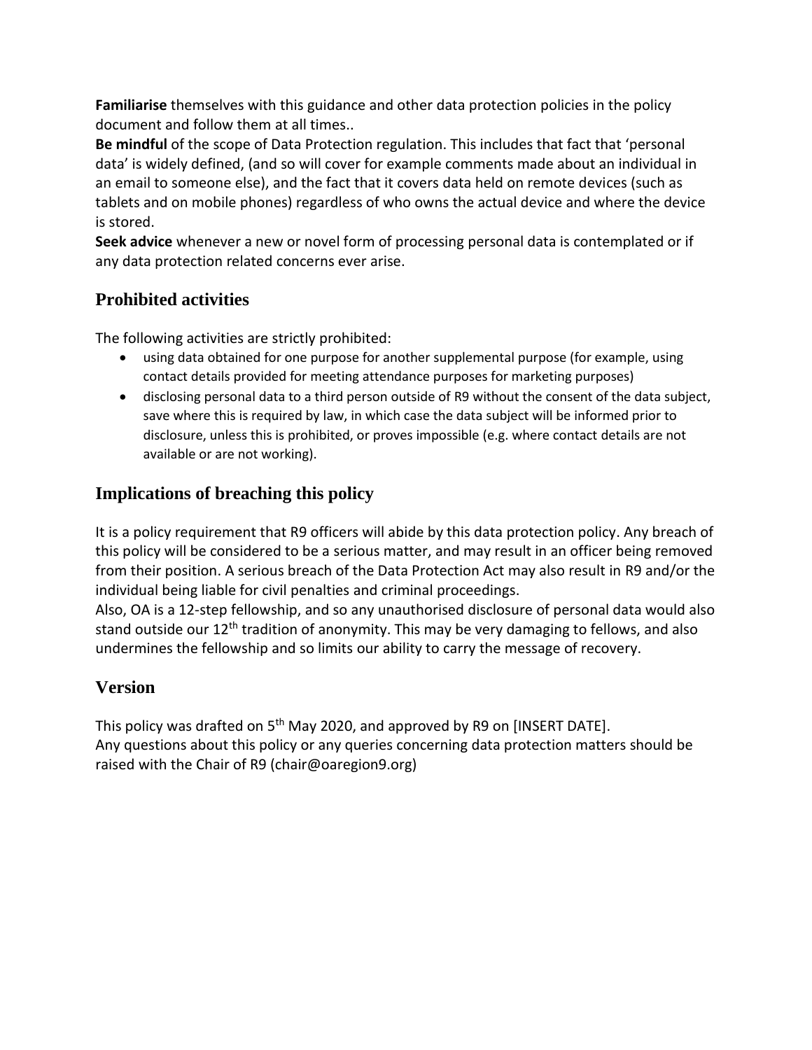**Familiarise** themselves with this guidance and other data protection policies in the policy document and follow them at all times..

**Be mindful** of the scope of Data Protection regulation. This includes that fact that 'personal data' is widely defined, (and so will cover for example comments made about an individual in an email to someone else), and the fact that it covers data held on remote devices (such as tablets and on mobile phones) regardless of who owns the actual device and where the device is stored.

**Seek advice** whenever a new or novel form of processing personal data is contemplated or if any data protection related concerns ever arise.

## Prohibited activities

The following activities are strictly prohibited:

- using data obtained for one purpose for another supplemental purpose (for example, using contact details provided for meeting attendance purposes for marketing purposes)
- disclosing personal data to a third person outside of R9 without the consent of the data subject, save where this is required by law, in which case the data subject will be informed prior to disclosure, unless this is prohibited, or proves impossible (e.g. where contact details are not available or are not working).

## Implications of breaching this policy

It is a policy requirement that R9 officers will abide by this data protection policy. Any breach of this policy will be considered to be a serious matter, and may result in an officer being removed from their position. A serious breach of the Data Protection Act may also result in R9 and/or the individual being liable for civil penalties and criminal proceedings.

Also, OA is a 12-step fellowship, and so any unauthorised disclosure of personal data would also stand outside our 12th tradition of anonymity. This may be very damaging to fellows, and also undermines the fellowship and so limits our ability to carry the message of recovery.

## Version

This policy was drafted on 5th May 2020, and approved by R9 on [INSERT DATE].

Any questions about this policy or any queries concerning data protection matters should be raised with the Chair of R9 (chair@oaregion9.org)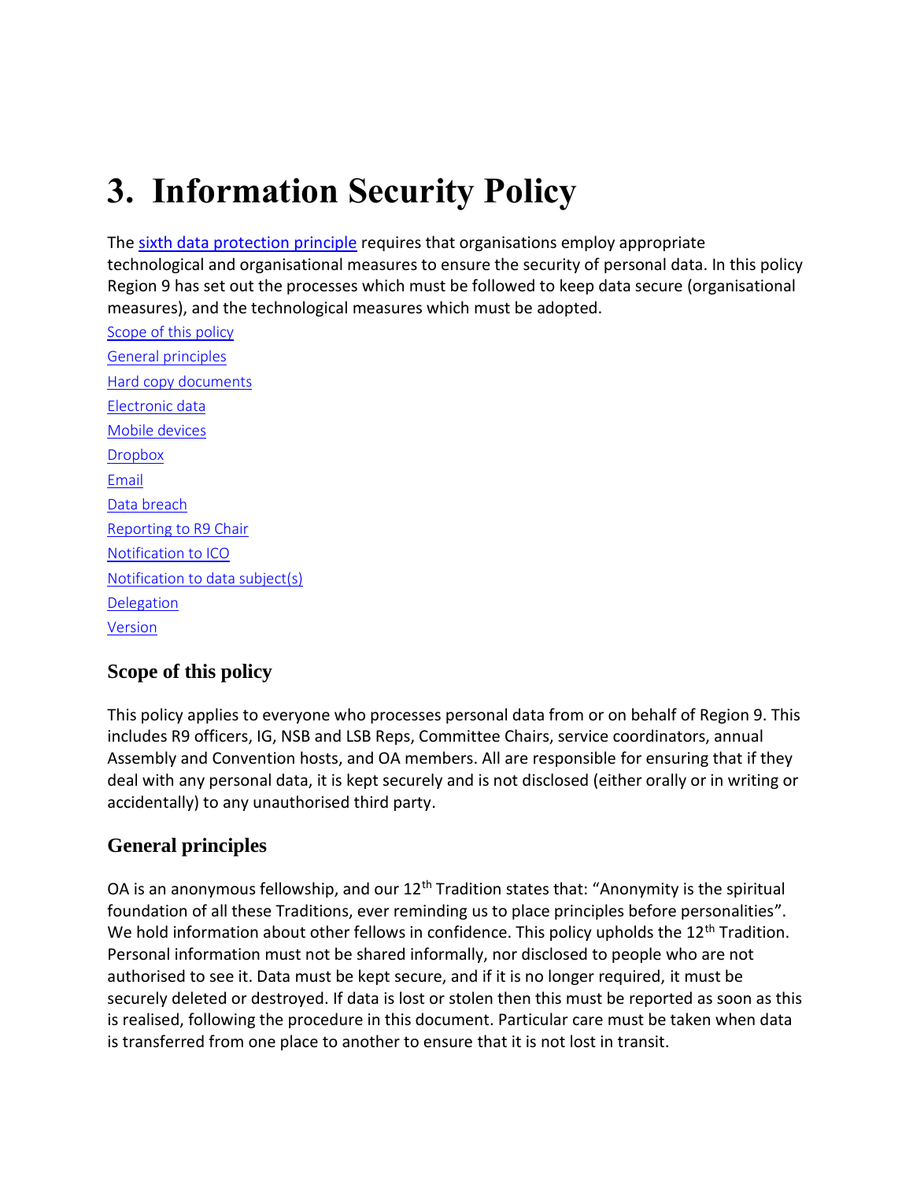# 3. Information Security Policy

The [sixth data protection principle]() requires that organisations employ appropriate technological and organisational measures to ensure the security of personal data. In this policy Region 9 has set out the processes which must be followed to keep data secure (organisational measures), and the technological measures which must be adopted.

[Scope of this policy]()

[General principles]()

[Hard copy documents]()

[Electronic data]()

[Mobile devices]()

[Dropbox]()

[Email]()

[Data breach]()

[Reporting to R9 Chair]()

[Notification to ICO]()

[Notification to data subject(s)]()

[Delegation]()

[Version]()

## Scope of this policy

This policy applies to everyone who processes personal data from or on behalf of Region 9. This includes R9 officers, IG, NSB and LSB Reps, Committee Chairs, service coordinators, annual Assembly and Convention hosts, and OA members. All are responsible for ensuring that if they deal with any personal data, it is kept securely and is not disclosed (either orally or in writing or accidentally) to any unauthorised third party.

## General principles

OA is an anonymous fellowship, and our 12th Tradition states that: "Anonymity is the spiritual foundation of all these Traditions, ever reminding us to place principles before personalities". We hold information about other fellows in confidence. This policy upholds the 12th Tradition. Personal information must not be shared informally, nor disclosed to people who are not authorised to see it. Data must be kept secure, and if it is no longer required, it must be securely deleted or destroyed. If data is lost or stolen then this must be reported as soon as this is realised, following the procedure in this document. Particular care must be taken when data is transferred from one place to another to ensure that it is not lost in transit.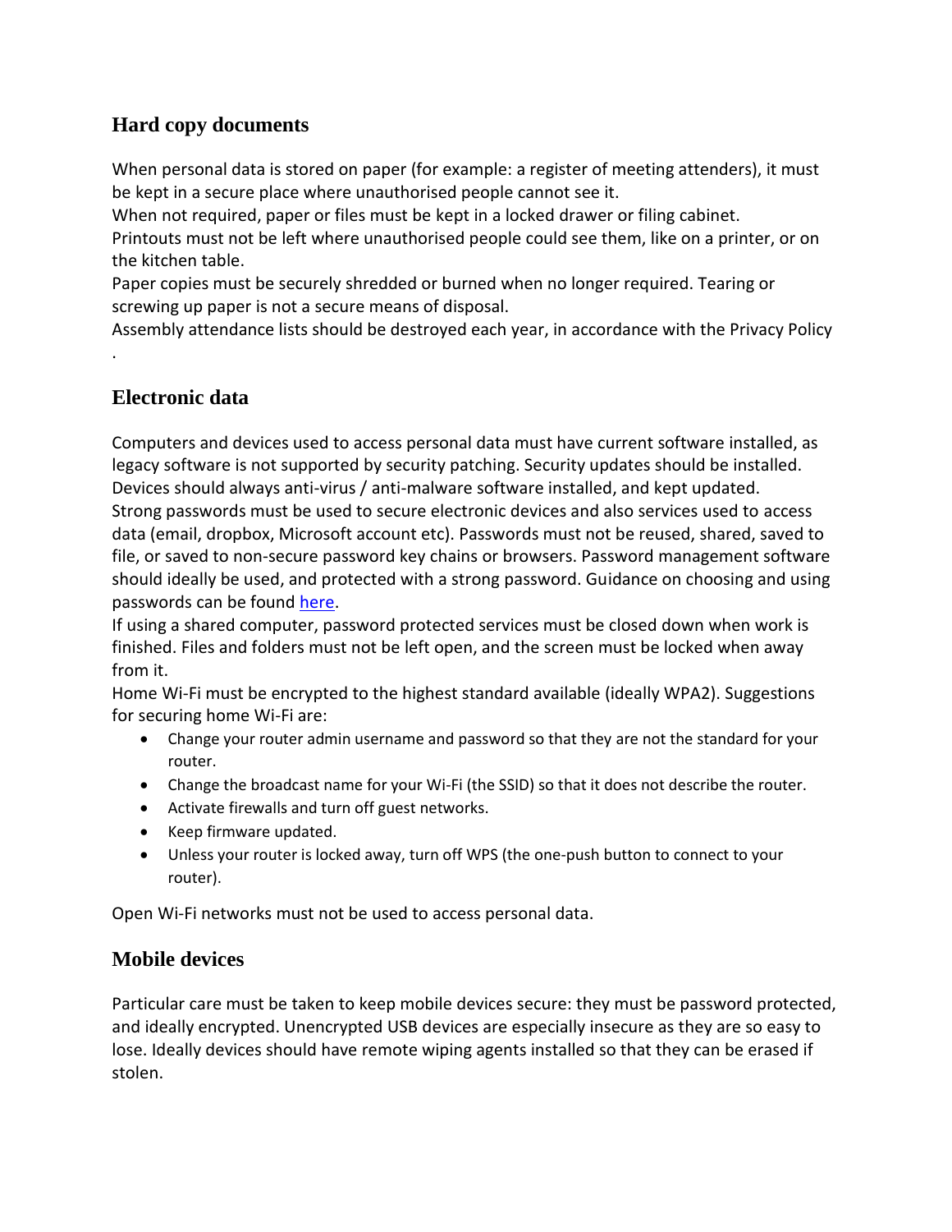## Hard copy documents

When personal data is stored on paper (for example: a register of meeting attenders), it must be kept in a secure place where unauthorised people cannot see it.

When not required, paper or files must be kept in a locked drawer or filing cabinet.

Printouts must not be left where unauthorised people could see them, like on a printer, or on the kitchen table.

Paper copies must be securely shredded or burned when no longer required. Tearing or screwing up paper is not a secure means of disposal.

Assembly attendance lists should be destroyed each year, in accordance with the Privacy Policy .

## Electronic data

Computers and devices used to access personal data must have current software installed, as legacy software is not supported by security patching. Security updates should be installed.

Devices should always anti-virus / anti-malware software installed, and kept updated.

Strong passwords must be used to secure electronic devices and also services used to access data (email, dropbox, Microsoft account etc). Passwords must not be reused, shared, saved to file, or saved to non-secure password key chains or browsers. Password management software should ideally be used, and protected with a strong password. Guidance on choosing and using passwords can be found here.

If using a shared computer, password protected services must be closed down when work is finished. Files and folders must not be left open, and the screen must be locked when away from it.

Home Wi-Fi must be encrypted to the highest standard available (ideally WPA2). Suggestions for securing home Wi-Fi are:

- Change your router admin username and password so that they are not the standard for your router.
- Change the broadcast name for your Wi-Fi (the SSID) so that it does not describe the router.
- Activate firewalls and turn off guest networks.
- Keep firmware updated.
- Unless your router is locked away, turn off WPS (the one-push button to connect to your router).

Open Wi-Fi networks must not be used to access personal data.

## Mobile devices

Particular care must be taken to keep mobile devices secure: they must be password protected, and ideally encrypted. Unencrypted USB devices are especially insecure as they are so easy to lose. Ideally devices should have remote wiping agents installed so that they can be erased if stolen.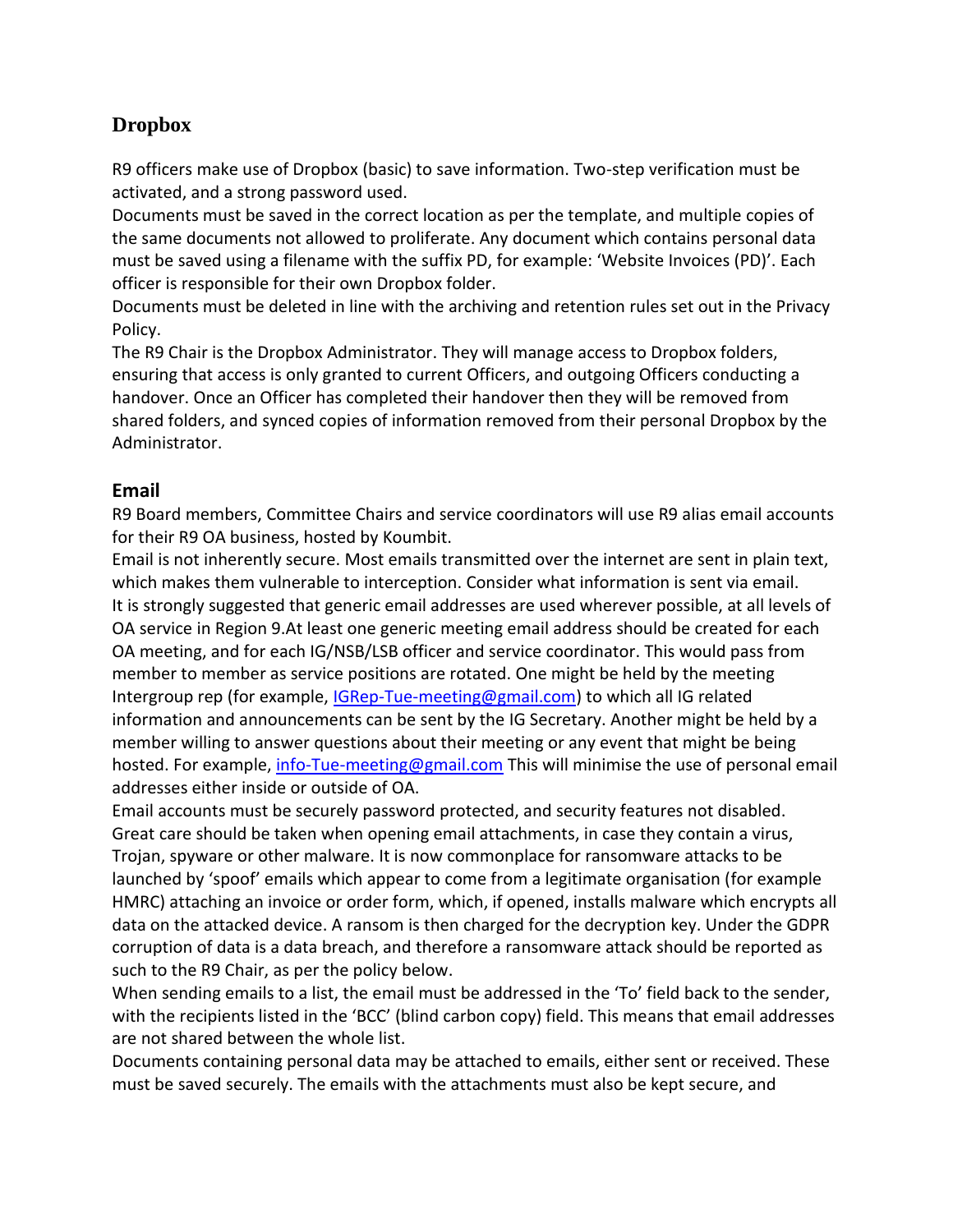## Dropbox

R9 officers make use of Dropbox (basic) to save information. Two-step verification must be activated, and a strong password used.

Documents must be saved in the correct location as per the template, and multiple copies of the same documents not allowed to proliferate. Any document which contains personal data must be saved using a filename with the suffix PD, for example: 'Website Invoices (PD)'. Each officer is responsible for their own Dropbox folder.

Documents must be deleted in line with the archiving and retention rules set out in the Privacy Policy.

The R9 Chair is the Dropbox Administrator. They will manage access to Dropbox folders, ensuring that access is only granted to current Officers, and outgoing Officers conducting a handover. Once an Officer has completed their handover then they will be removed from shared folders, and synced copies of information removed from their personal Dropbox by the Administrator.

## Email

R9 Board members, Committee Chairs and service coordinators will use R9 alias email accounts for their R9 OA business, hosted by Koumbit.

Email is not inherently secure. Most emails transmitted over the internet are sent in plain text, which makes them vulnerable to interception. Consider what information is sent via email.

It is strongly suggested that generic email addresses are used wherever possible, at all levels of OA service in Region 9.At least one generic meeting email address should be created for each OA meeting, and for each IG/NSB/LSB officer and service coordinator. This would pass from member to member as service positions are rotated. One might be held by the meeting Intergroup rep (for example, [IGRep-Tue-meeting@gmail.com](mailto:IGRep-Tue-meeting@gmail.com)) to which all IG related information and announcements can be sent by the IG Secretary. Another might be held by a member willing to answer questions about their meeting or any event that might be being hosted. For example, [info-Tue-meeting@gmail.com](mailto:info-Tue-meeting@gmail.com) This will minimise the use of personal email addresses either inside or outside of OA.

Email accounts must be securely password protected, and security features not disabled.

Great care should be taken when opening email attachments, in case they contain a virus, Trojan, spyware or other malware. It is now commonplace for ransomware attacks to be launched by 'spoof' emails which appear to come from a legitimate organisation (for example HMRC) attaching an invoice or order form, which, if opened, installs malware which encrypts all data on the attacked device. A ransom is then charged for the decryption key. Under the GDPR corruption of data is a data breach, and therefore a ransomware attack should be reported as such to the R9 Chair, as per the policy below.

When sending emails to a list, the email must be addressed in the 'To' field back to the sender, with the recipients listed in the 'BCC' (blind carbon copy) field. This means that email addresses are not shared between the whole list.

Documents containing personal data may be attached to emails, either sent or received. These must be saved securely. The emails with the attachments must also be kept secure, and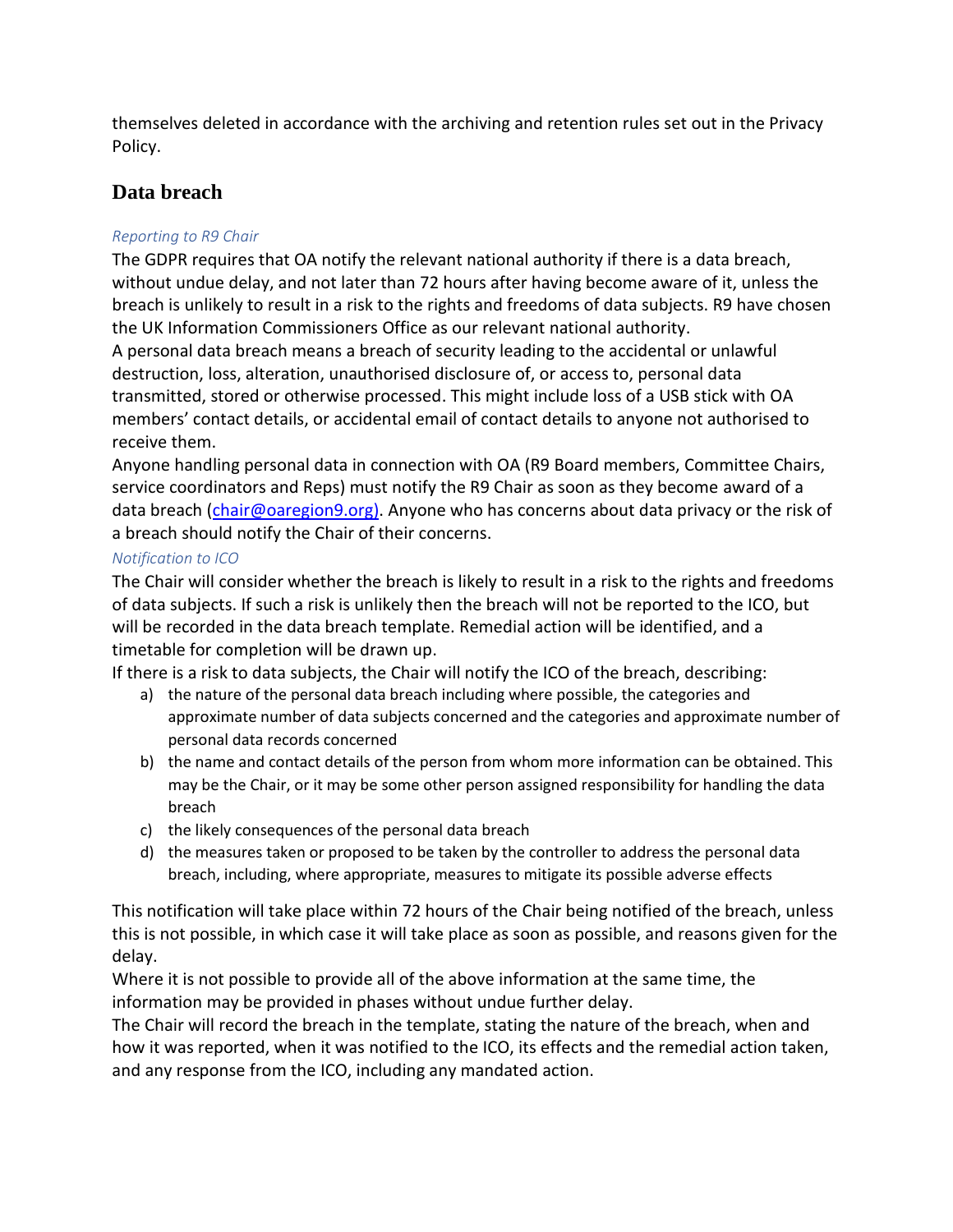themselves deleted in accordance with the archiving and retention rules set out in the Privacy Policy.

## Data breach

*Reporting to R9 Chair*

The GDPR requires that OA notify the relevant national authority if there is a data breach, without undue delay, and not later than 72 hours after having become aware of it, unless the breach is unlikely to result in a risk to the rights and freedoms of data subjects. R9 have chosen the UK Information Commissioners Office as our relevant national authority.

A personal data breach means a breach of security leading to the accidental or unlawful destruction, loss, alteration, unauthorised disclosure of, or access to, personal data transmitted, stored or otherwise processed. This might include loss of a USB stick with OA members' contact details, or accidental email of contact details to anyone not authorised to receive them.

Anyone handling personal data in connection with OA (R9 Board members, Committee Chairs, service coordinators and Reps) must notify the R9 Chair as soon as they become award of a data breach (chair@oaregion9.org). Anyone who has concerns about data privacy or the risk of a breach should notify the Chair of their concerns.

*Notification to ICO*

The Chair will consider whether the breach is likely to result in a risk to the rights and freedoms of data subjects. If such a risk is unlikely then the breach will not be reported to the ICO, but will be recorded in the data breach template. Remedial action will be identified, and a timetable for completion will be drawn up.

If there is a risk to data subjects, the Chair will notify the ICO of the breach, describing:

a) the nature of the personal data breach including where possible, the categories and approximate number of data subjects concerned and the categories and approximate number of personal data records concerned
b) the name and contact details of the person from whom more information can be obtained. This may be the Chair, or it may be some other person assigned responsibility for handling the data breach
c) the likely consequences of the personal data breach
d) the measures taken or proposed to be taken by the controller to address the personal data breach, including, where appropriate, measures to mitigate its possible adverse effects

This notification will take place within 72 hours of the Chair being notified of the breach, unless this is not possible, in which case it will take place as soon as possible, and reasons given for the delay.

Where it is not possible to provide all of the above information at the same time, the information may be provided in phases without undue further delay.

The Chair will record the breach in the template, stating the nature of the breach, when and how it was reported, when it was notified to the ICO, its effects and the remedial action taken, and any response from the ICO, including any mandated action.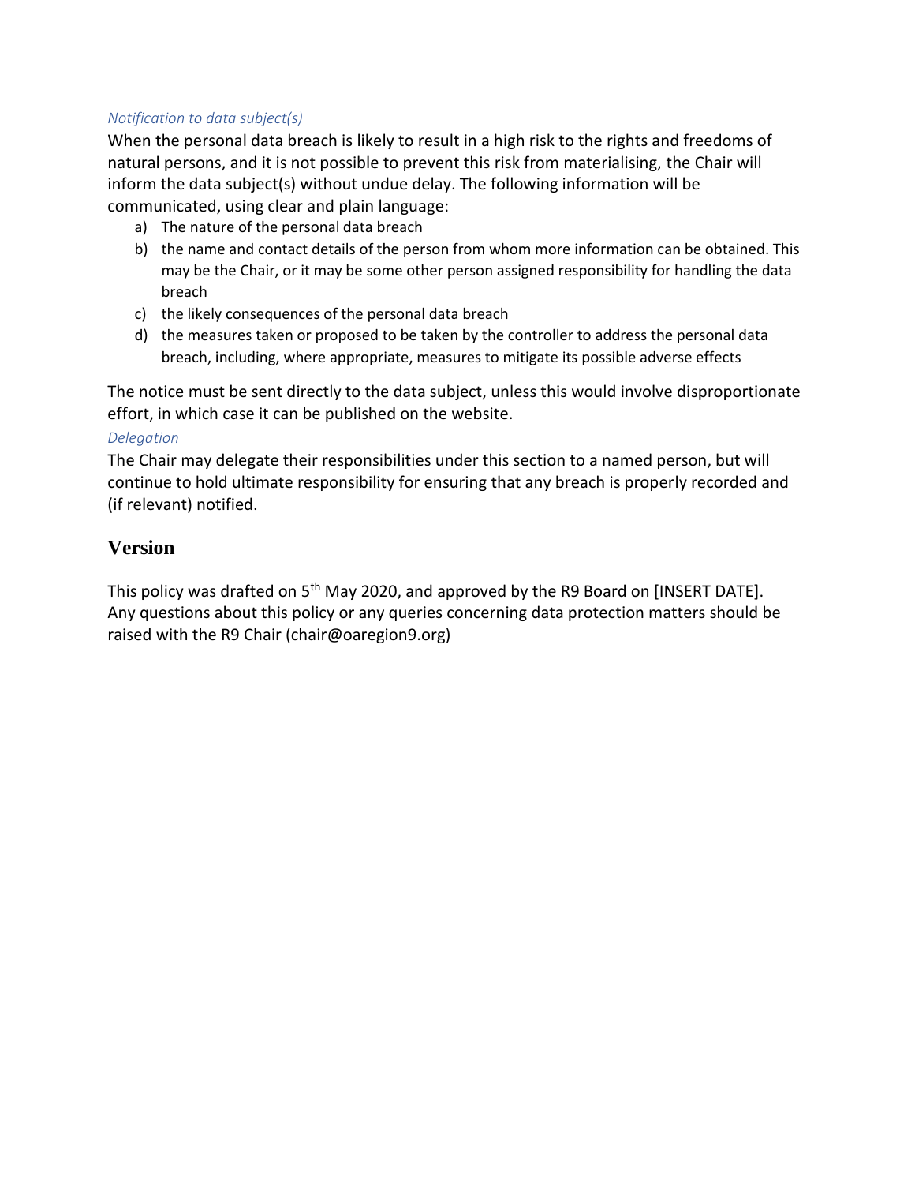*Notification to data subject(s)*

When the personal data breach is likely to result in a high risk to the rights and freedoms of natural persons, and it is not possible to prevent this risk from materialising, the Chair will inform the data subject(s) without undue delay. The following information will be communicated, using clear and plain language:

a) The nature of the personal data breach
b) the name and contact details of the person from whom more information can be obtained. This may be the Chair, or it may be some other person assigned responsibility for handling the data breach
c) the likely consequences of the personal data breach
d) the measures taken or proposed to be taken by the controller to address the personal data breach, including, where appropriate, measures to mitigate its possible adverse effects

The notice must be sent directly to the data subject, unless this would involve disproportionate effort, in which case it can be published on the website.

*Delegation*

The Chair may delegate their responsibilities under this section to a named person, but will continue to hold ultimate responsibility for ensuring that any breach is properly recorded and (if relevant) notified.

## Version

This policy was drafted on 5th May 2020, and approved by the R9 Board on [INSERT DATE]. Any questions about this policy or any queries concerning data protection matters should be raised with the R9 Chair (chair@oaregion9.org)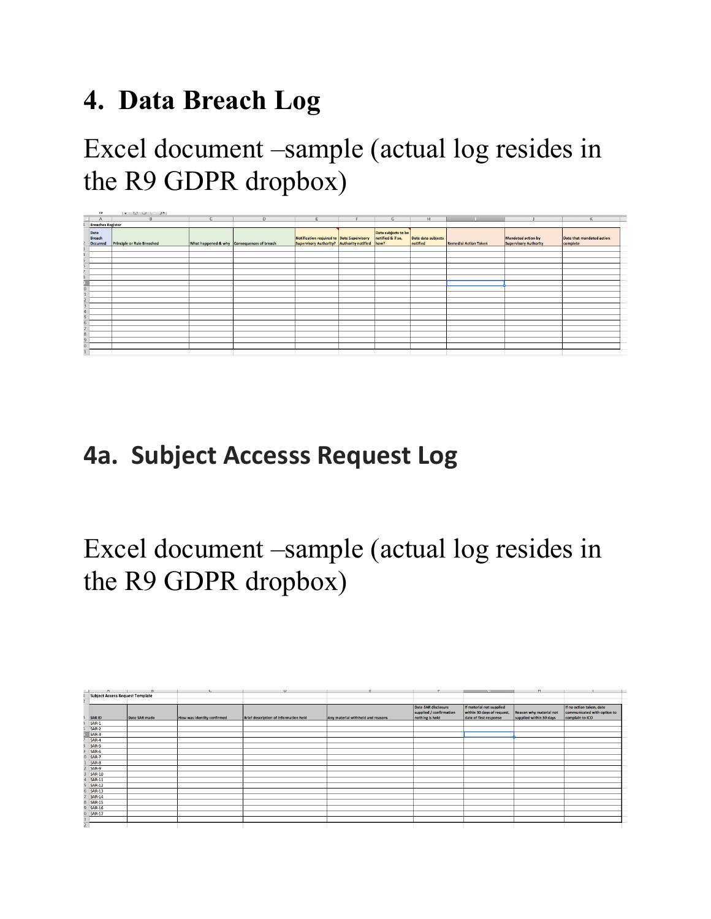# 4. Data Breach Log

Excel document –sample (actual log resides in the R9 GDPR dropbox)

**Breaches Register**

| Date Breach Occurred | Principle or Rule Breached | What happened & why | Consequences of breach | Notification required to Supervisory Authority? | Date Supervisory Authority notified | Data subjects to be notified & if so, how? | Date data subjects notified | Remedial Action Taken | Mandated action by Supervisory Authority | Date that mandated action complete |
|---|---|---|---|---|---|---|---|---|---|---|
| | | | | | | | | | | |

# 4a. Subject Accesss Request Log

Excel document –sample (actual log resides in the R9 GDPR dropbox)

**Subject Access Request Template**

| SAR ID | Date SAR made | How was identity confirmed | Brief description of information held | Any material withheld and reasons | Date SAR disclosure supplied / confirmation nothing is held | If material not supplied within 30 days of request, date of first response | Reason why material not supplied within 30 days | If no action taken, date communicated with option to complain to ICO |
|---|---|---|---|---|---|---|---|---|
| SAR-1 | | | | | | | | |
| SAR-2 | | | | | | | | |
| SAR-3 | | | | | | | | |
| SAR-4 | | | | | | | | |
| SAR-5 | | | | | | | | |
| SAR-6 | | | | | | | | |
| SAR-7 | | | | | | | | |
| SAR-8 | | | | | | | | |
| SAR-9 | | | | | | | | |
| SAR-10 | | | | | | | | |
| SAR-11 | | | | | | | | |
| SAR-12 | | | | | | | | |
| SAR-13 | | | | | | | | |
| SAR-14 | | | | | | | | |
| SAR-15 | | | | | | | | |
| SAR-16 | | | | | | | | |
| SAR-17 | | | | | | | | |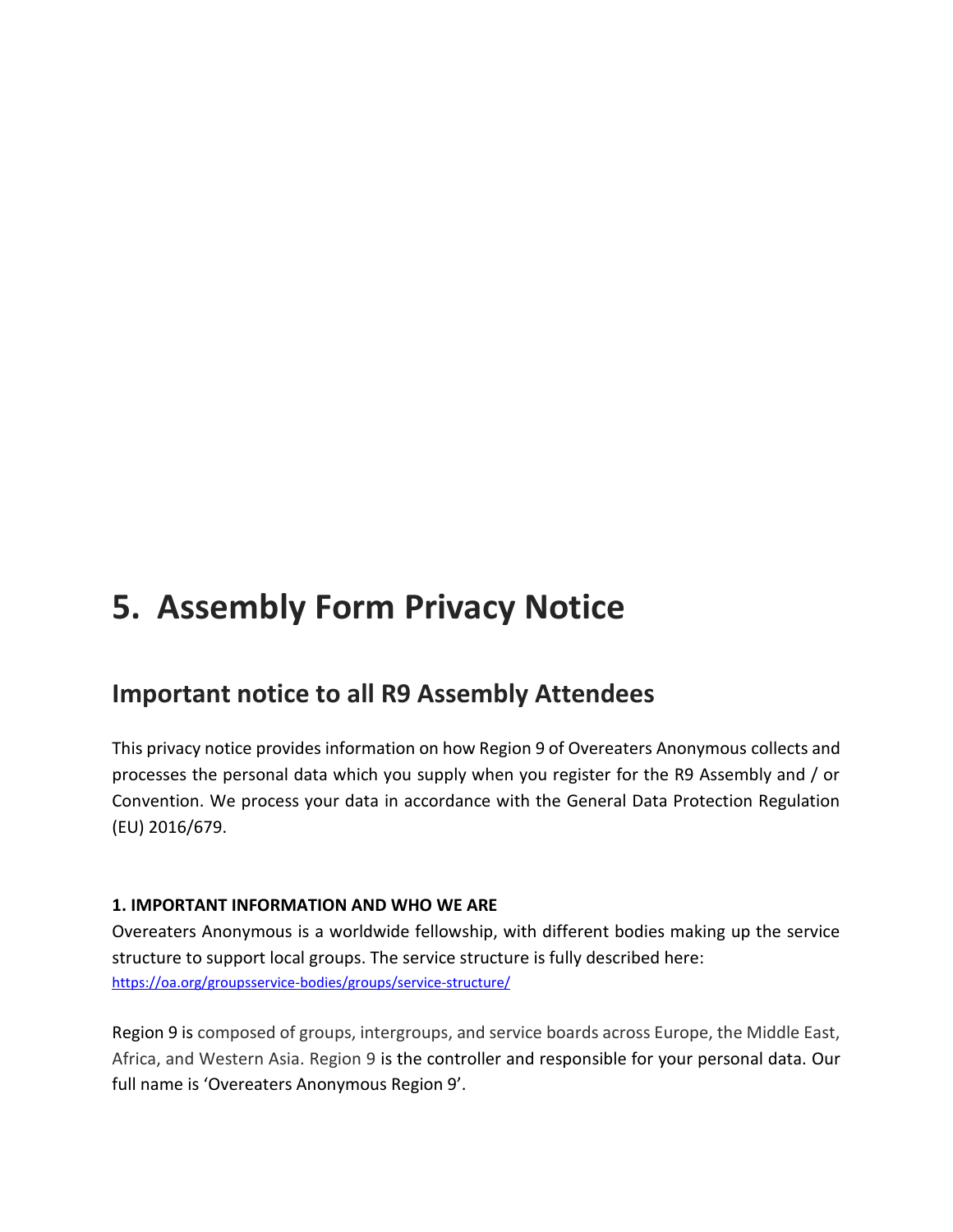# 5. Assembly Form Privacy Notice

## Important notice to all R9 Assembly Attendees

This privacy notice provides information on how Region 9 of Overeaters Anonymous collects and processes the personal data which you supply when you register for the R9 Assembly and / or Convention. We process your data in accordance with the General Data Protection Regulation (EU) 2016/679.

**1. IMPORTANT INFORMATION AND WHO WE ARE**

Overeaters Anonymous is a worldwide fellowship, with different bodies making up the service structure to support local groups. The service structure is fully described here: https://oa.org/groupsservice-bodies/groups/service-structure/

Region 9 is composed of groups, intergroups, and service boards across Europe, the Middle East, Africa, and Western Asia. Region 9 is the controller and responsible for your personal data. Our full name is 'Overeaters Anonymous Region 9'.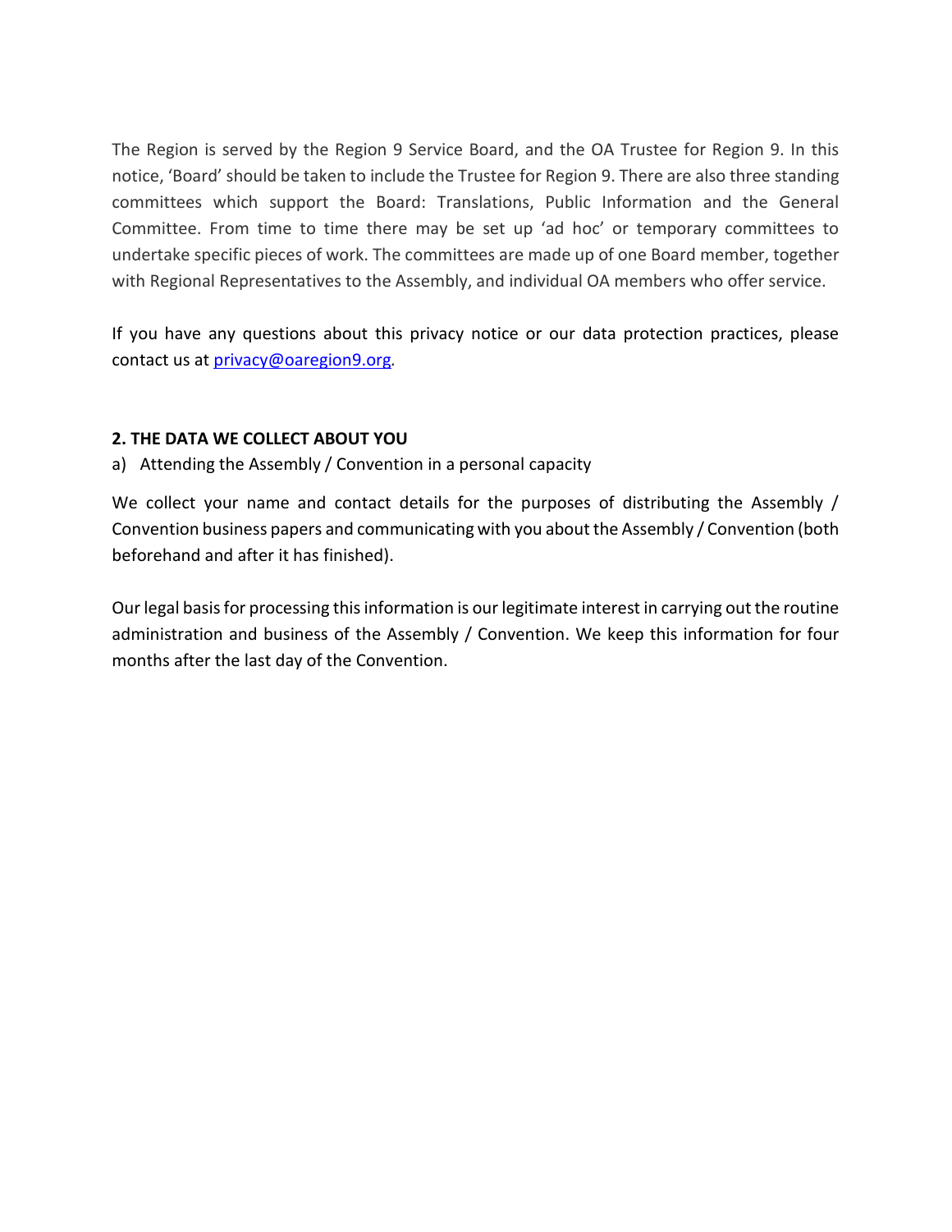The Region is served by the Region 9 Service Board, and the OA Trustee for Region 9. In this notice, 'Board' should be taken to include the Trustee for Region 9. There are also three standing committees which support the Board: Translations, Public Information and the General Committee. From time to time there may be set up 'ad hoc' or temporary committees to undertake specific pieces of work. The committees are made up of one Board member, together with Regional Representatives to the Assembly, and individual OA members who offer service.

If you have any questions about this privacy notice or our data protection practices, please contact us at privacy@oaregion9.org.

## 2. THE DATA WE COLLECT ABOUT YOU

a) Attending the Assembly / Convention in a personal capacity

We collect your name and contact details for the purposes of distributing the Assembly / Convention business papers and communicating with you about the Assembly / Convention (both beforehand and after it has finished).

Our legal basis for processing this information is our legitimate interest in carrying out the routine administration and business of the Assembly / Convention. We keep this information for four months after the last day of the Convention.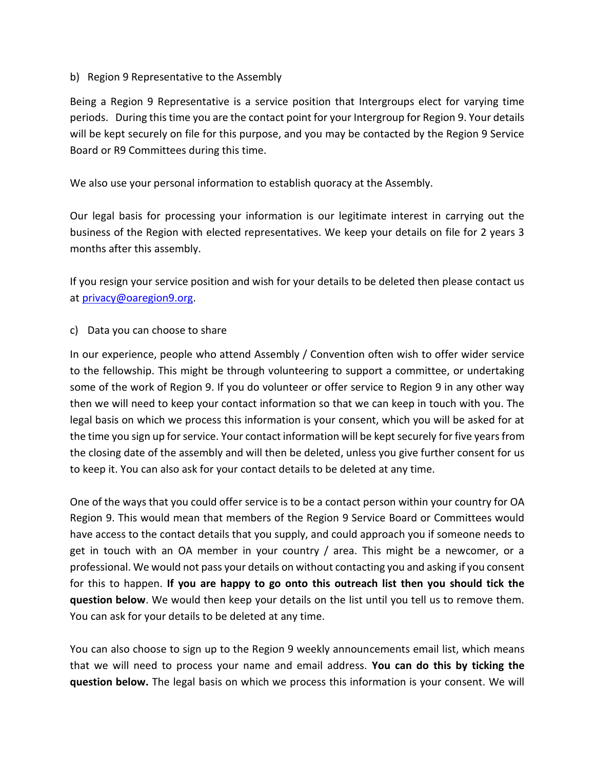b) Region 9 Representative to the Assembly

Being a Region 9 Representative is a service position that Intergroups elect for varying time periods. During this time you are the contact point for your Intergroup for Region 9. Your details will be kept securely on file for this purpose, and you may be contacted by the Region 9 Service Board or R9 Committees during this time.

We also use your personal information to establish quoracy at the Assembly.

Our legal basis for processing your information is our legitimate interest in carrying out the business of the Region with elected representatives. We keep your details on file for 2 years 3 months after this assembly.

If you resign your service position and wish for your details to be deleted then please contact us at privacy@oaregion9.org.

c) Data you can choose to share

In our experience, people who attend Assembly / Convention often wish to offer wider service to the fellowship. This might be through volunteering to support a committee, or undertaking some of the work of Region 9. If you do volunteer or offer service to Region 9 in any other way then we will need to keep your contact information so that we can keep in touch with you. The legal basis on which we process this information is your consent, which you will be asked for at the time you sign up for service. Your contact information will be kept securely for five years from the closing date of the assembly and will then be deleted, unless you give further consent for us to keep it. You can also ask for your contact details to be deleted at any time.

One of the ways that you could offer service is to be a contact person within your country for OA Region 9. This would mean that members of the Region 9 Service Board or Committees would have access to the contact details that you supply, and could approach you if someone needs to get in touch with an OA member in your country / area. This might be a newcomer, or a professional. We would not pass your details on without contacting you and asking if you consent for this to happen. **If you are happy to go onto this outreach list then you should tick the question below**. We would then keep your details on the list until you tell us to remove them. You can ask for your details to be deleted at any time.

You can also choose to sign up to the Region 9 weekly announcements email list, which means that we will need to process your name and email address. **You can do this by ticking the question below.** The legal basis on which we process this information is your consent. We will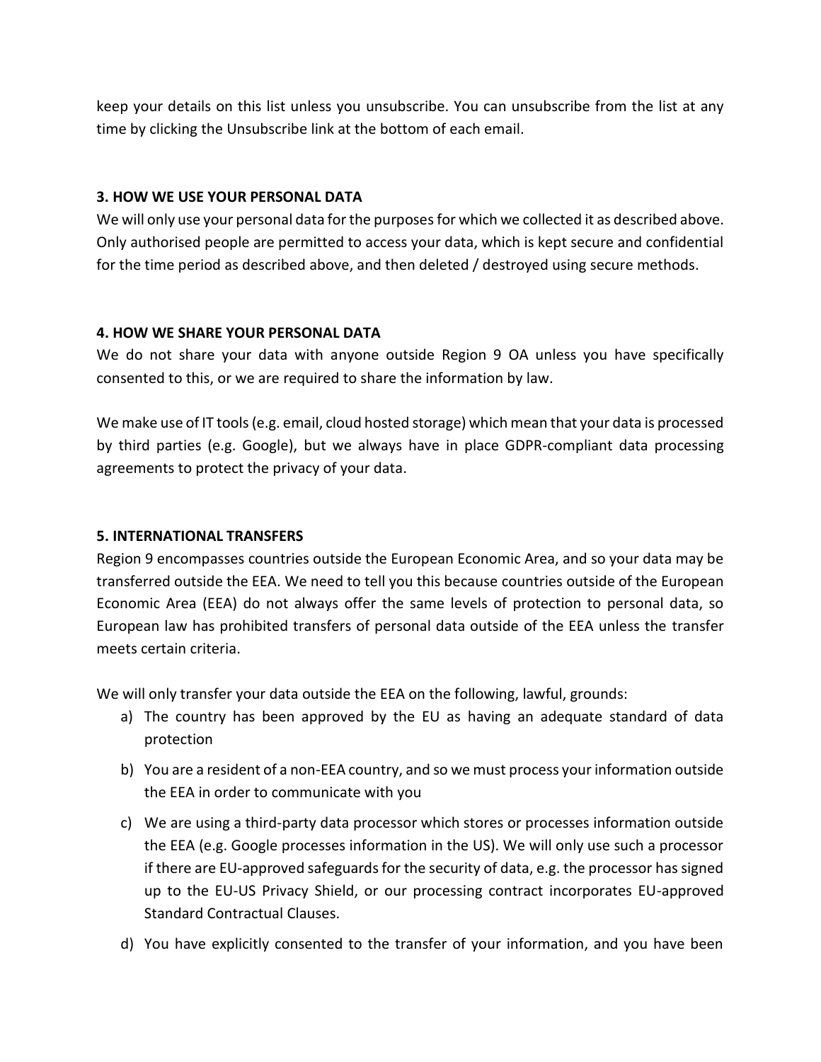keep your details on this list unless you unsubscribe. You can unsubscribe from the list at any time by clicking the Unsubscribe link at the bottom of each email.

**3. HOW WE USE YOUR PERSONAL DATA**

We will only use your personal data for the purposes for which we collected it as described above. Only authorised people are permitted to access your data, which is kept secure and confidential for the time period as described above, and then deleted / destroyed using secure methods.

**4. HOW WE SHARE YOUR PERSONAL DATA**

We do not share your data with anyone outside Region 9 OA unless you have specifically consented to this, or we are required to share the information by law.

We make use of IT tools (e.g. email, cloud hosted storage) which mean that your data is processed by third parties (e.g. Google), but we always have in place GDPR-compliant data processing agreements to protect the privacy of your data.

**5. INTERNATIONAL TRANSFERS**

Region 9 encompasses countries outside the European Economic Area, and so your data may be transferred outside the EEA. We need to tell you this because countries outside of the European Economic Area (EEA) do not always offer the same levels of protection to personal data, so European law has prohibited transfers of personal data outside of the EEA unless the transfer meets certain criteria.

We will only transfer your data outside the EEA on the following, lawful, grounds:

a) The country has been approved by the EU as having an adequate standard of data protection

b) You are a resident of a non-EEA country, and so we must process your information outside the EEA in order to communicate with you

c) We are using a third-party data processor which stores or processes information outside the EEA (e.g. Google processes information in the US). We will only use such a processor if there are EU-approved safeguards for the security of data, e.g. the processor has signed up to the EU-US Privacy Shield, or our processing contract incorporates EU-approved Standard Contractual Clauses.

d) You have explicitly consented to the transfer of your information, and you have been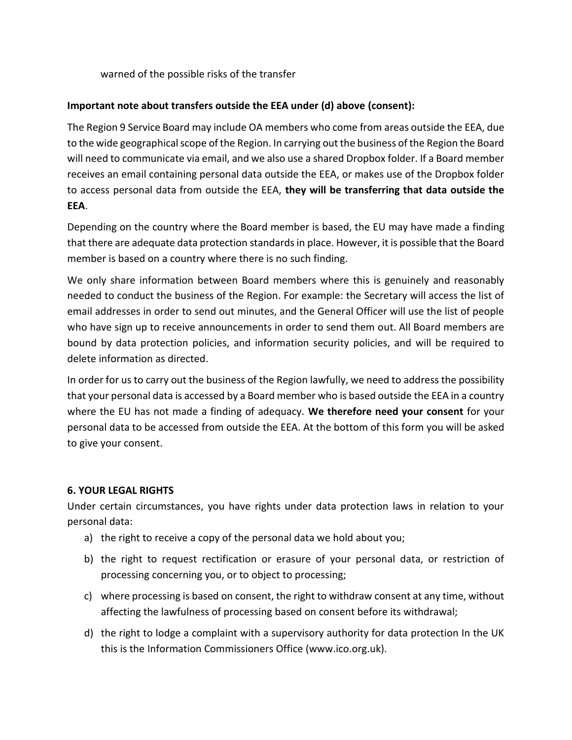warned of the possible risks of the transfer

**Important note about transfers outside the EEA under (d) above (consent):**

The Region 9 Service Board may include OA members who come from areas outside the EEA, due to the wide geographical scope of the Region. In carrying out the business of the Region the Board will need to communicate via email, and we also use a shared Dropbox folder. If a Board member receives an email containing personal data outside the EEA, or makes use of the Dropbox folder to access personal data from outside the EEA, **they will be transferring that data outside the EEA**.

Depending on the country where the Board member is based, the EU may have made a finding that there are adequate data protection standards in place. However, it is possible that the Board member is based on a country where there is no such finding.

We only share information between Board members where this is genuinely and reasonably needed to conduct the business of the Region. For example: the Secretary will access the list of email addresses in order to send out minutes, and the General Officer will use the list of people who have sign up to receive announcements in order to send them out. All Board members are bound by data protection policies, and information security policies, and will be required to delete information as directed.

In order for us to carry out the business of the Region lawfully, we need to address the possibility that your personal data is accessed by a Board member who is based outside the EEA in a country where the EU has not made a finding of adequacy. **We therefore need your consent** for your personal data to be accessed from outside the EEA. At the bottom of this form you will be asked to give your consent.

**6. YOUR LEGAL RIGHTS**

Under certain circumstances, you have rights under data protection laws in relation to your personal data:

a) the right to receive a copy of the personal data we hold about you;
b) the right to request rectification or erasure of your personal data, or restriction of processing concerning you, or to object to processing;
c) where processing is based on consent, the right to withdraw consent at any time, without affecting the lawfulness of processing based on consent before its withdrawal;
d) the right to lodge a complaint with a supervisory authority for data protection In the UK this is the Information Commissioners Office (www.ico.org.uk).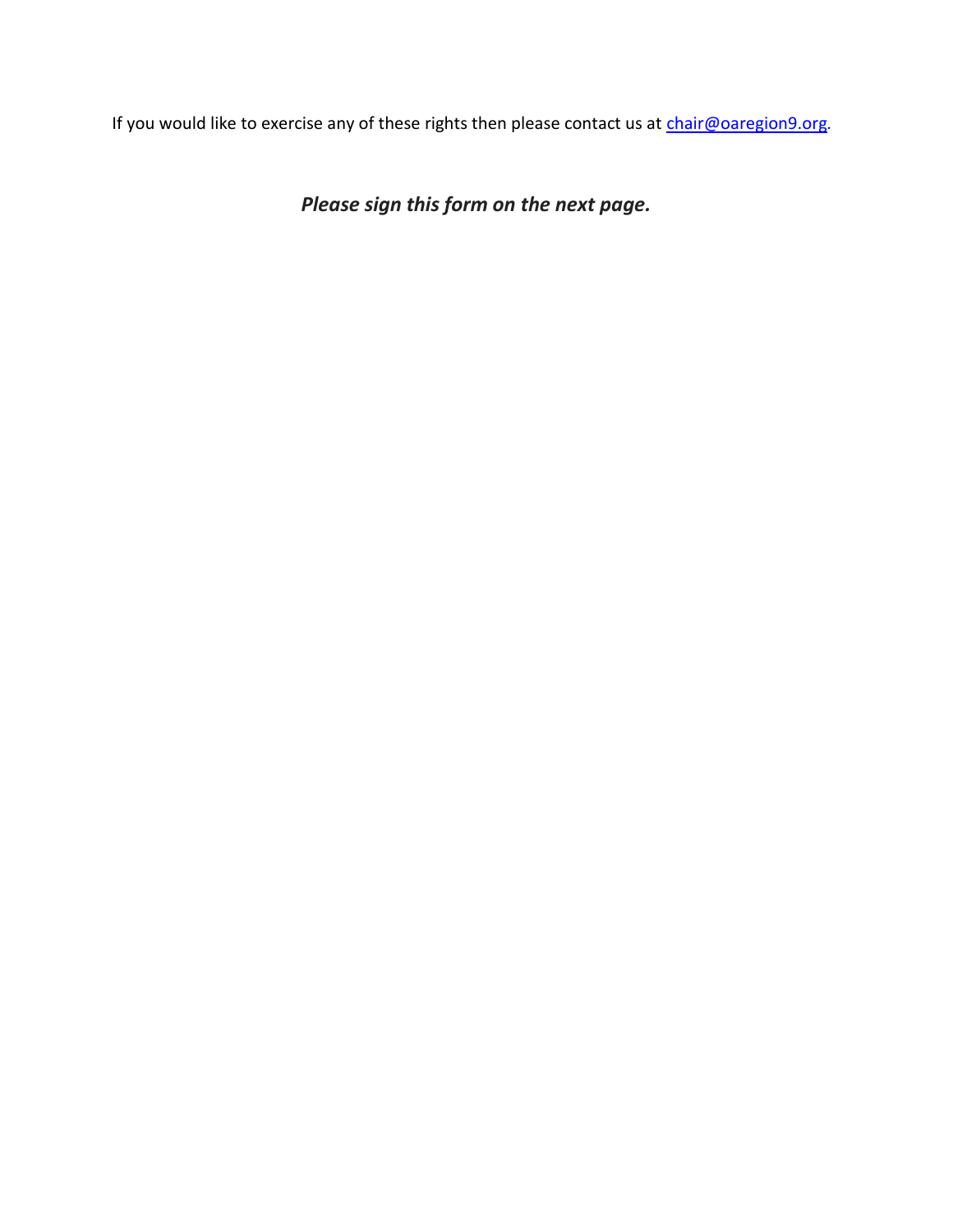If you would like to exercise any of these rights then please contact us at [chair@oaregion9.org](mailto:chair@oaregion9.org).

***Please sign this form on the next page.***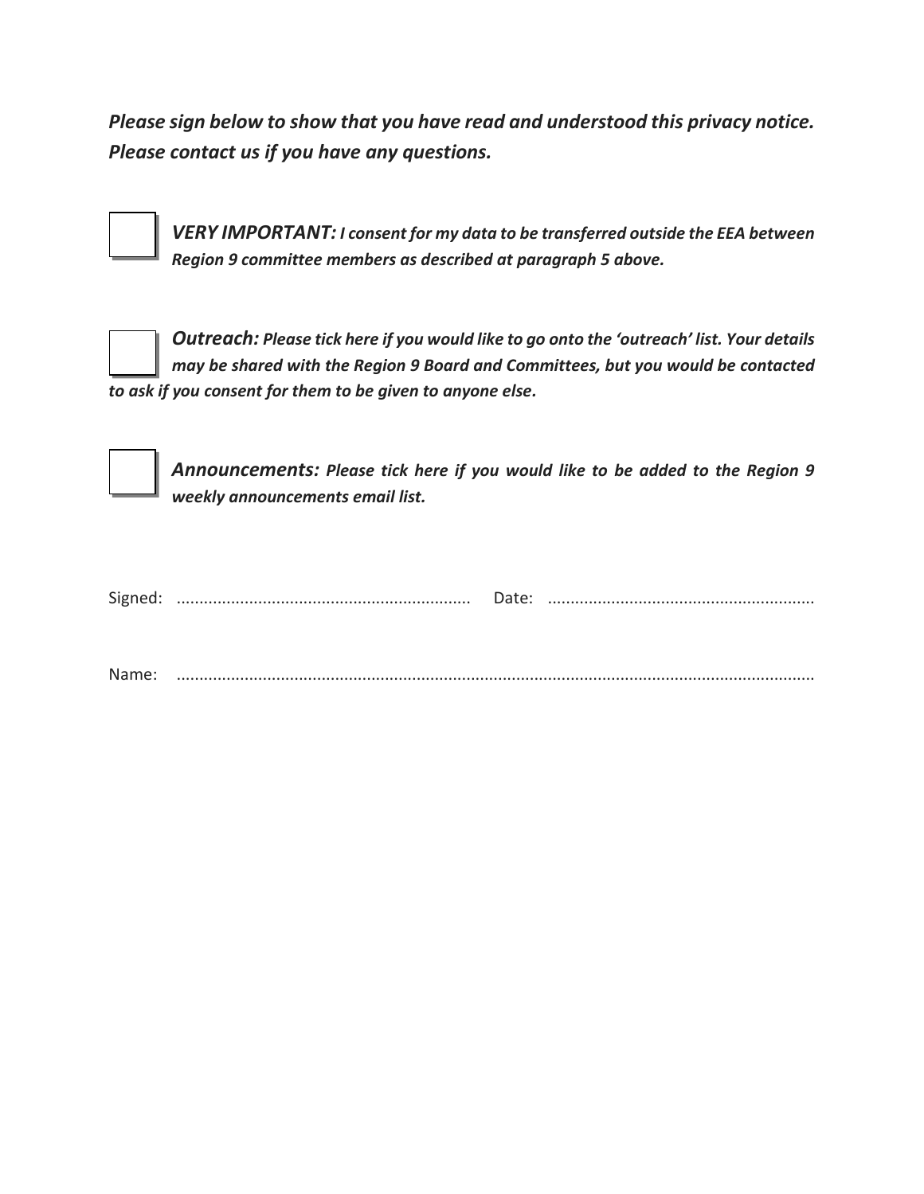***Please sign below to show that you have read and understood this privacy notice. Please contact us if you have any questions.***

☐ ***VERY IMPORTANT:** I consent for my data to be transferred outside the EEA between Region 9 committee members as described at paragraph 5 above.*

☐ ***Outreach:** Please tick here if you would like to go onto the 'outreach' list. Your details may be shared with the Region 9 Board and Committees, but you would be contacted to ask if you consent for them to be given to anyone else.*

☐ ***Announcements:** Please tick here if you would like to be added to the Region 9 weekly announcements email list.*

Signed: ................................................................ Date: ..........................................................

Name: ..............................................................................................................................................